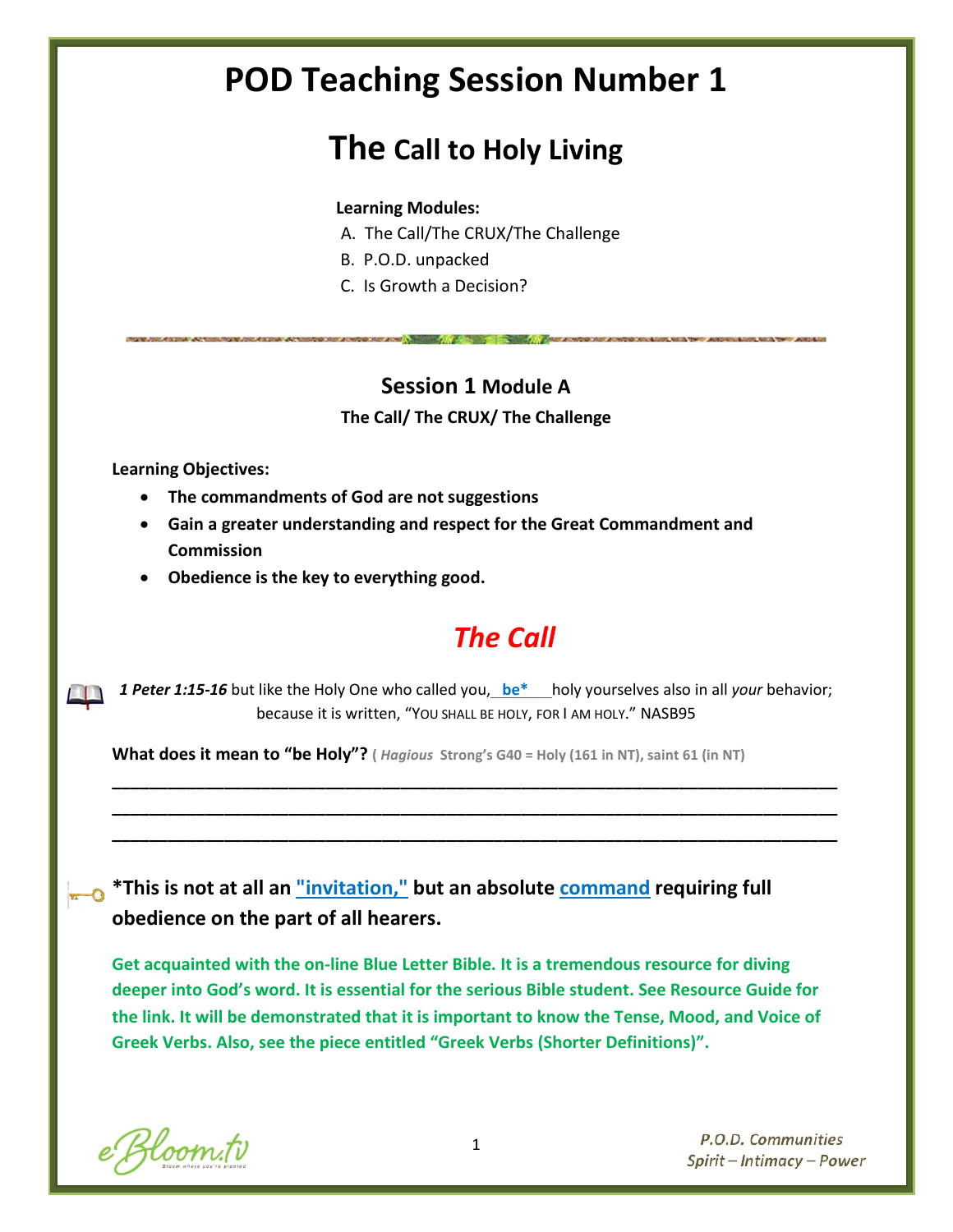# POD Teaching Session Number 1

## The Call to Holy Living

**Learning Modules:**

A. The Call/The CRUX/The Challenge
B. P.O.D. unpacked
C. Is Growth a Decision?

### Session 1 Module A

**The Call/ The CRUX/ The Challenge**

**Learning Objectives:**

- **The commandments of God are not suggestions**
- **Gain a greater understanding and respect for the Great Commandment and Commission**
- **Obedience is the key to everything good.**

## *The Call*

***1 Peter 1:15-16*** but like the Holy One who called you, __**be***__ holy yourselves also in all *your* behavior; because it is written, "YOU SHALL BE HOLY, FOR I AM HOLY." NASB95

**What does it mean to "be Holy"?** ( ***Hagious*** **Strong's G40 = Holy (161 in NT), saint 61 (in NT)**

\_\_\_\_\_\_\_\_\_\_\_\_\_\_\_\_\_\_\_\_\_\_\_\_\_\_\_\_\_\_\_\_\_\_\_\_\_\_\_\_\_\_\_\_\_\_\_\_\_\_\_\_\_\_\_\_\_\_\_\_\_\_\_\_\_\_\_\_\_\_\_\_

\_\_\_\_\_\_\_\_\_\_\_\_\_\_\_\_\_\_\_\_\_\_\_\_\_\_\_\_\_\_\_\_\_\_\_\_\_\_\_\_\_\_\_\_\_\_\_\_\_\_\_\_\_\_\_\_\_\_\_\_\_\_\_\_\_\_\_\_\_\_\_\_

\_\_\_\_\_\_\_\_\_\_\_\_\_\_\_\_\_\_\_\_\_\_\_\_\_\_\_\_\_\_\_\_\_\_\_\_\_\_\_\_\_\_\_\_\_\_\_\_\_\_\_\_\_\_\_\_\_\_\_\_\_\_\_\_\_\_\_\_\_\_\_\_

**\*This is not at all an "invitation," but an absolute command requiring full obedience on the part of all hearers.**

**Get acquainted with the on-line Blue Letter Bible. It is a tremendous resource for diving deeper into God's word. It is essential for the serious Bible student. See Resource Guide for the link. It will be demonstrated that it is important to know the Tense, Mood, and Voice of Greek Verbs. Also, see the piece entitled "Greek Verbs (Shorter Definitions)".**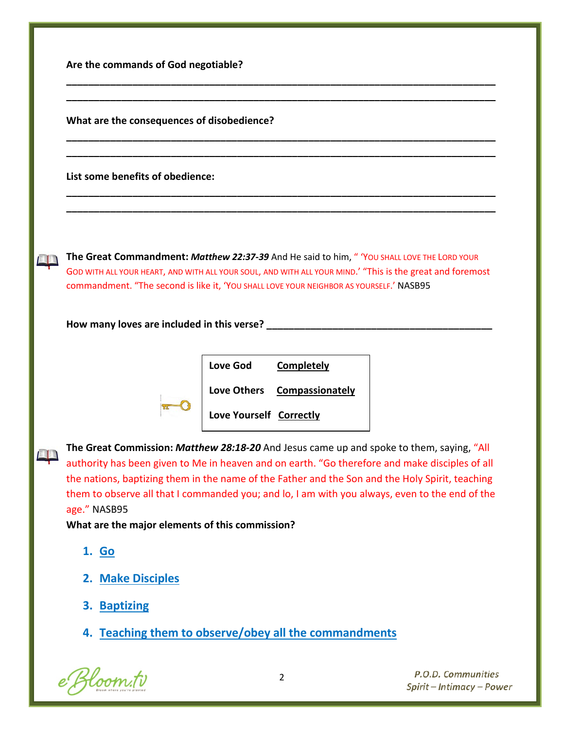**Are the commands of God negotiable?**

\_\_\_\_\_\_\_\_\_\_\_\_\_\_\_\_\_\_\_\_\_\_\_\_\_\_\_\_\_\_\_\_\_\_\_\_\_\_\_\_\_\_\_\_\_\_\_\_\_\_\_\_\_\_\_\_\_\_\_\_\_\_\_\_\_\_\_\_\_\_\_\_\_\_\_\_

\_\_\_\_\_\_\_\_\_\_\_\_\_\_\_\_\_\_\_\_\_\_\_\_\_\_\_\_\_\_\_\_\_\_\_\_\_\_\_\_\_\_\_\_\_\_\_\_\_\_\_\_\_\_\_\_\_\_\_\_\_\_\_\_\_\_\_\_\_\_\_\_\_\_\_\_

**What are the consequences of disobedience?**

\_\_\_\_\_\_\_\_\_\_\_\_\_\_\_\_\_\_\_\_\_\_\_\_\_\_\_\_\_\_\_\_\_\_\_\_\_\_\_\_\_\_\_\_\_\_\_\_\_\_\_\_\_\_\_\_\_\_\_\_\_\_\_\_\_\_\_\_\_\_\_\_\_\_\_\_

\_\_\_\_\_\_\_\_\_\_\_\_\_\_\_\_\_\_\_\_\_\_\_\_\_\_\_\_\_\_\_\_\_\_\_\_\_\_\_\_\_\_\_\_\_\_\_\_\_\_\_\_\_\_\_\_\_\_\_\_\_\_\_\_\_\_\_\_\_\_\_\_\_\_\_\_

**List some benefits of obedience:**

\_\_\_\_\_\_\_\_\_\_\_\_\_\_\_\_\_\_\_\_\_\_\_\_\_\_\_\_\_\_\_\_\_\_\_\_\_\_\_\_\_\_\_\_\_\_\_\_\_\_\_\_\_\_\_\_\_\_\_\_\_\_\_\_\_\_\_\_\_\_\_\_\_\_\_\_

\_\_\_\_\_\_\_\_\_\_\_\_\_\_\_\_\_\_\_\_\_\_\_\_\_\_\_\_\_\_\_\_\_\_\_\_\_\_\_\_\_\_\_\_\_\_\_\_\_\_\_\_\_\_\_\_\_\_\_\_\_\_\_\_\_\_\_\_\_\_\_\_\_\_\_\_

**The Great Commandment:** ***Matthew 22:37-39*** And He said to him, " 'YOU SHALL LOVE THE LORD YOUR GOD WITH ALL YOUR HEART, AND WITH ALL YOUR SOUL, AND WITH ALL YOUR MIND.' "This is the great and foremost commandment. "The second is like it, 'YOU SHALL LOVE YOUR NEIGHBOR AS YOURSELF.' NASB95

**How many loves are included in this verse?** \_\_\_\_\_\_\_\_\_\_\_\_\_\_\_\_\_\_\_\_\_\_\_\_\_\_\_\_\_\_\_\_\_\_\_\_\_\_\_\_

| | |
|---|---|
| **Love God** | **Completely** |
| **Love Others** | **Compassionately** |
| **Love Yourself** | **Correctly** |

**The Great Commission:** ***Matthew 28:18-20*** And Jesus came up and spoke to them, saying, "All authority has been given to Me in heaven and on earth. "Go therefore and make disciples of all the nations, baptizing them in the name of the Father and the Son and the Holy Spirit, teaching them to observe all that I commanded you; and lo, I am with you always, even to the end of the age." NASB95

**What are the major elements of this commission?**

1. **Go**
2. **Make Disciples**
3. **Baptizing**
4. **Teaching them to observe/obey all the commandments**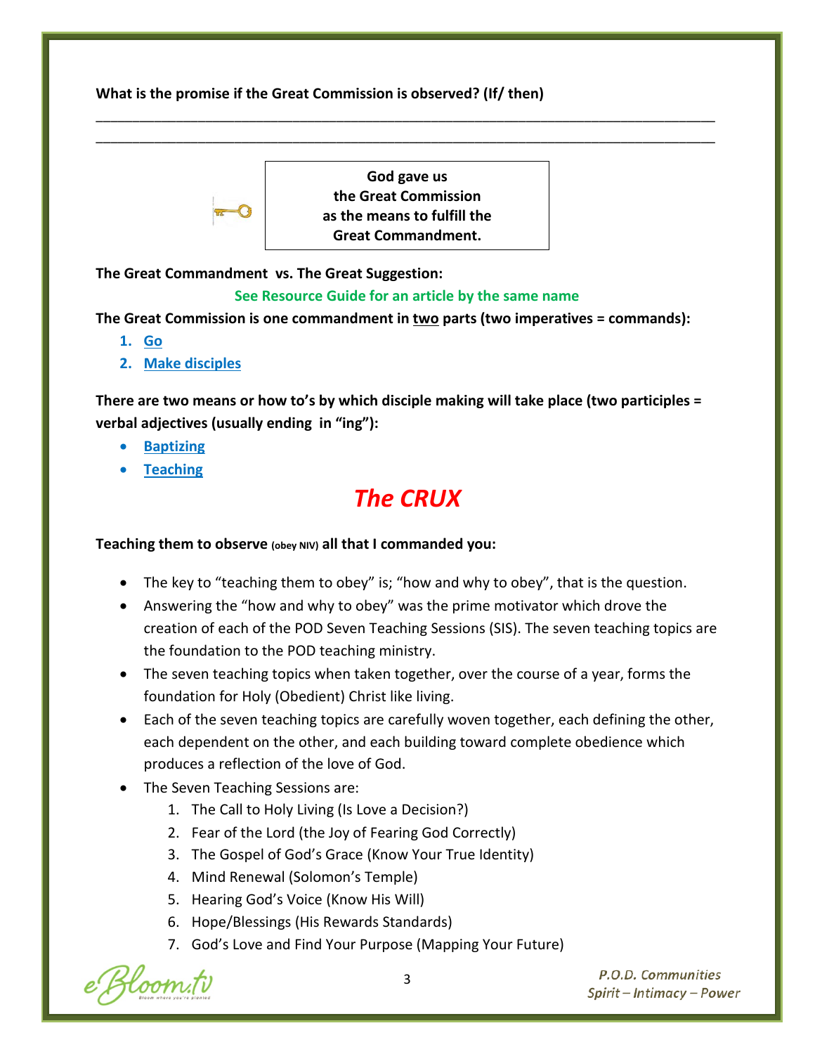**What is the promise if the Great Commission is observed? (If/ then)**

\_\_\_\_\_\_\_\_\_\_\_\_\_\_\_\_\_\_\_\_\_\_\_\_\_\_\_\_\_\_\_\_\_\_\_\_\_\_\_\_\_\_\_\_\_\_\_\_\_\_\_\_\_\_\_\_\_\_\_\_\_\_\_\_\_\_\_\_\_\_\_\_\_\_\_\_\_\_

\_\_\_\_\_\_\_\_\_\_\_\_\_\_\_\_\_\_\_\_\_\_\_\_\_\_\_\_\_\_\_\_\_\_\_\_\_\_\_\_\_\_\_\_\_\_\_\_\_\_\_\_\_\_\_\_\_\_\_\_\_\_\_\_\_\_\_\_\_\_\_\_\_\_\_\_\_\_

> **God gave us the Great Commission as the means to fulfill the Great Commandment.**

**The Great Commandment vs. The Great Suggestion:**

**See Resource Guide for an article by the same name**

**The Great Commission is one commandment in <u>two</u> parts (two imperatives = commands):**

1. **<u>Go</u>**
2. **<u>Make disciples</u>**

**There are two means or how to's by which disciple making will take place (two participles = verbal adjectives (usually ending in "ing"):**

- **<u>Baptizing</u>**
- **<u>Teaching</u>**

# *The CRUX*

**Teaching them to observe (obey NIV) all that I commanded you:**

- The key to "teaching them to obey" is; "how and why to obey", that is the question.
- Answering the "how and why to obey" was the prime motivator which drove the creation of each of the POD Seven Teaching Sessions (SIS). The seven teaching topics are the foundation to the POD teaching ministry.
- The seven teaching topics when taken together, over the course of a year, forms the foundation for Holy (Obedient) Christ like living.
- Each of the seven teaching topics are carefully woven together, each defining the other, each dependent on the other, and each building toward complete obedience which produces a reflection of the love of God.
- The Seven Teaching Sessions are:
    1. The Call to Holy Living (Is Love a Decision?)
    2. Fear of the Lord (the Joy of Fearing God Correctly)
    3. The Gospel of God's Grace (Know Your True Identity)
    4. Mind Renewal (Solomon's Temple)
    5. Hearing God's Voice (Know His Will)
    6. Hope/Blessings (His Rewards Standards)
    7. God's Love and Find Your Purpose (Mapping Your Future)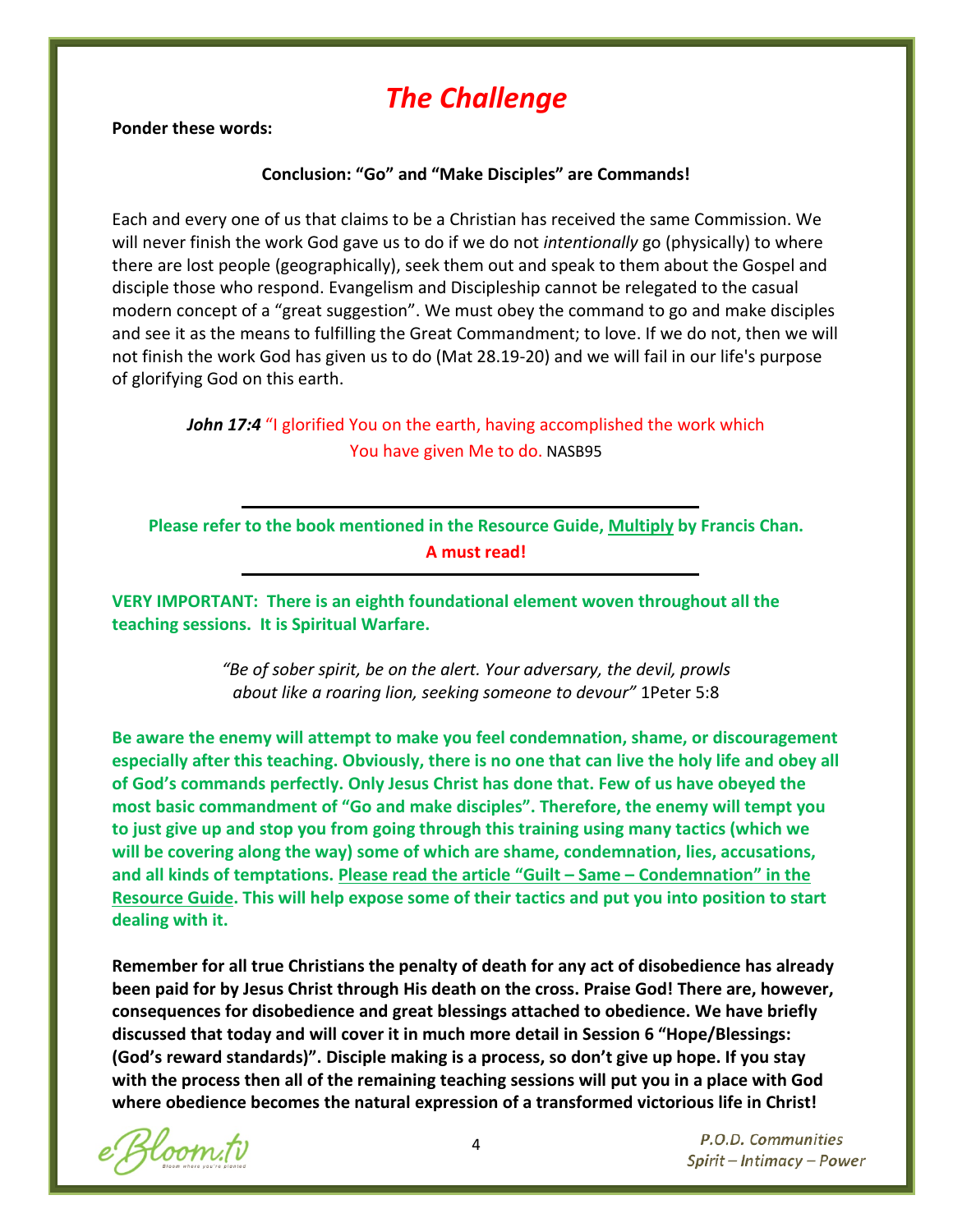# *The Challenge*

**Ponder these words:**

**Conclusion: "Go" and "Make Disciples" are Commands!**

Each and every one of us that claims to be a Christian has received the same Commission. We will never finish the work God gave us to do if we do not *intentionally* go (physically) to where there are lost people (geographically), seek them out and speak to them about the Gospel and disciple those who respond. Evangelism and Discipleship cannot be relegated to the casual modern concept of a "great suggestion". We must obey the command to go and make disciples and see it as the means to fulfilling the Great Commandment; to love. If we do not, then we will not finish the work God has given us to do (Mat 28.19-20) and we will fail in our life's purpose of glorifying God on this earth.

***John 17:4*** "I glorified You on the earth, having accomplished the work which You have given Me to do. NASB95

---

**Please refer to the book mentioned in the Resource Guide, Multiply by Francis Chan. A must read!**

---

**VERY IMPORTANT: There is an eighth foundational element woven throughout all the teaching sessions. It is Spiritual Warfare.**

*"Be of sober spirit, be on the alert. Your adversary, the devil, prowls about like a roaring lion, seeking someone to devour"* 1Peter 5:8

**Be aware the enemy will attempt to make you feel condemnation, shame, or discouragement especially after this teaching. Obviously, there is no one that can live the holy life and obey all of God's commands perfectly. Only Jesus Christ has done that. Few of us have obeyed the most basic commandment of "Go and make disciples". Therefore, the enemy will tempt you to just give up and stop you from going through this training using many tactics (which we will be covering along the way) some of which are shame, condemnation, lies, accusations, and all kinds of temptations. Please read the article "Guilt – Same – Condemnation" in the Resource Guide. This will help expose some of their tactics and put you into position to start dealing with it.**

**Remember for all true Christians the penalty of death for any act of disobedience has already been paid for by Jesus Christ through His death on the cross. Praise God! There are, however, consequences for disobedience and great blessings attached to obedience. We have briefly discussed that today and will cover it in much more detail in Session 6 "Hope/Blessings: (God's reward standards)". Disciple making is a process, so don't give up hope. If you stay with the process then all of the remaining teaching sessions will put you in a place with God where obedience becomes the natural expression of a transformed victorious life in Christ!**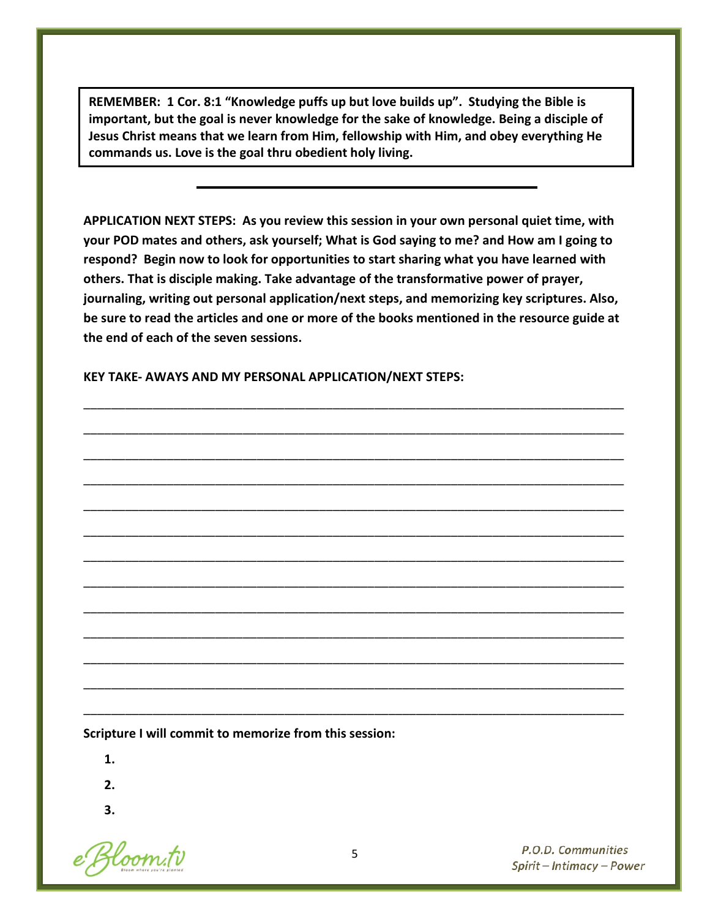**REMEMBER: 1 Cor. 8:1 "Knowledge puffs up but love builds up". Studying the Bible is important, but the goal is never knowledge for the sake of knowledge. Being a disciple of Jesus Christ means that we learn from Him, fellowship with Him, and obey everything He commands us. Love is the goal thru obedient holy living.**

---

**APPLICATION NEXT STEPS: As you review this session in your own personal quiet time, with your POD mates and others, ask yourself; What is God saying to me? and How am I going to respond? Begin now to look for opportunities to start sharing what you have learned with others. That is disciple making. Take advantage of the transformative power of prayer, journaling, writing out personal application/next steps, and memorizing key scriptures. Also, be sure to read the articles and one or more of the books mentioned in the resource guide at the end of each of the seven sessions.**

**KEY TAKE- AWAYS AND MY PERSONAL APPLICATION/NEXT STEPS:**

______________________________________________________________________________

______________________________________________________________________________

______________________________________________________________________________

______________________________________________________________________________

______________________________________________________________________________

______________________________________________________________________________

______________________________________________________________________________

______________________________________________________________________________

______________________________________________________________________________

______________________________________________________________________________

______________________________________________________________________________

______________________________________________________________________________

______________________________________________________________________________

**Scripture I will commit to memorize from this session:**

**1.**

**2.**

**3.**